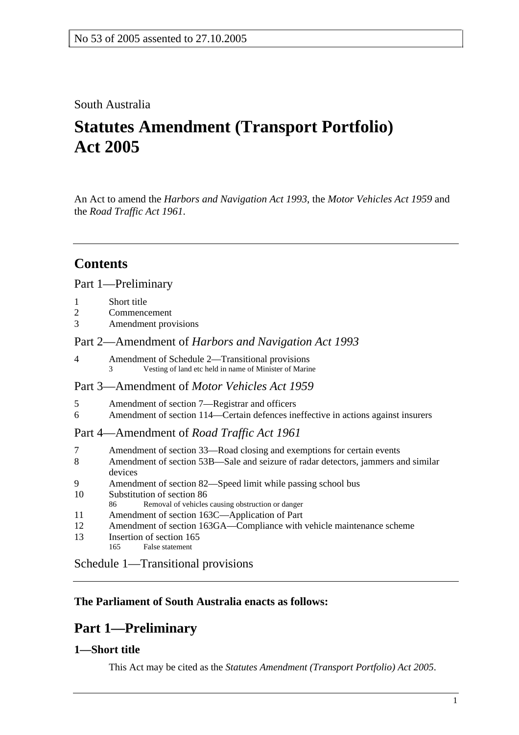No 53 of 2005 assented to 27.10.2005

South Australia

# Statutes Amendment (Transport Portfolio) Act 2005

An Act to amend the *Harbors and Navigation Act 1993*, the *Motor Vehicles Act 1959* and the *Road Traffic Act 1961*.

## Contents

Part 1—Preliminary

1 Short title
2 Commencement
3 Amendment provisions

Part 2—Amendment of *Harbors and Navigation Act 1993*

4 Amendment of Schedule 2—Transitional provisions
  3 Vesting of land etc held in name of Minister of Marine

Part 3—Amendment of *Motor Vehicles Act 1959*

5 Amendment of section 7—Registrar and officers
6 Amendment of section 114—Certain defences ineffective in actions against insurers

Part 4—Amendment of *Road Traffic Act 1961*

7 Amendment of section 33—Road closing and exemptions for certain events
8 Amendment of section 53B—Sale and seizure of radar detectors, jammers and similar devices
9 Amendment of section 82—Speed limit while passing school bus
10 Substitution of section 86
  86 Removal of vehicles causing obstruction or danger
11 Amendment of section 163C—Application of Part
12 Amendment of section 163GA—Compliance with vehicle maintenance scheme
13 Insertion of section 165
  165 False statement

Schedule 1—Transitional provisions

**The Parliament of South Australia enacts as follows:**

## Part 1—Preliminary

### 1—Short title

This Act may be cited as the *Statutes Amendment (Transport Portfolio) Act 2005*.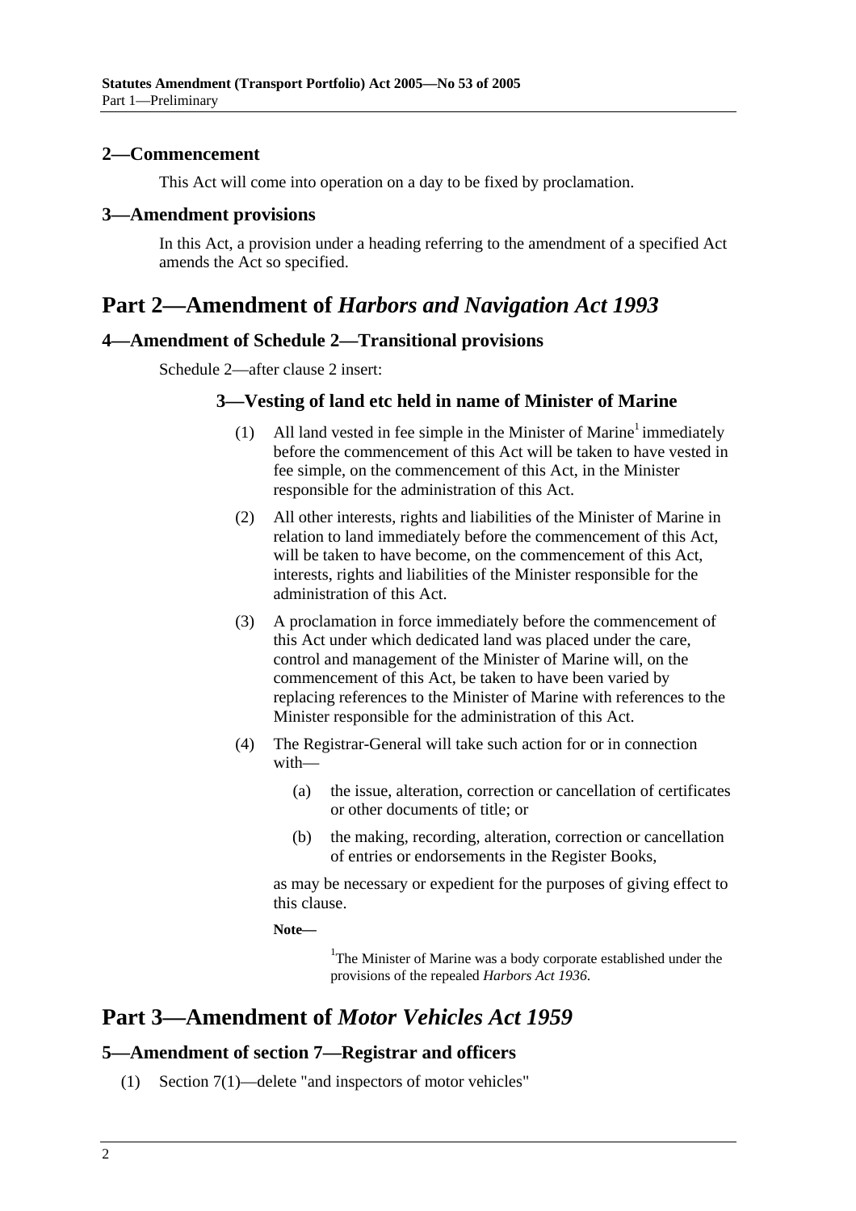### 2—Commencement

This Act will come into operation on a day to be fixed by proclamation.

### 3—Amendment provisions

In this Act, a provision under a heading referring to the amendment of a specified Act amends the Act so specified.

## Part 2—Amendment of *Harbors and Navigation Act 1993*

### 4—Amendment of Schedule 2—Transitional provisions

Schedule 2—after clause 2 insert:

#### 3—Vesting of land etc held in name of Minister of Marine

(1) All land vested in fee simple in the Minister of Marine[1] immediately before the commencement of this Act will be taken to have vested in fee simple, on the commencement of this Act, in the Minister responsible for the administration of this Act.

(2) All other interests, rights and liabilities of the Minister of Marine in relation to land immediately before the commencement of this Act, will be taken to have become, on the commencement of this Act, interests, rights and liabilities of the Minister responsible for the administration of this Act.

(3) A proclamation in force immediately before the commencement of this Act under which dedicated land was placed under the care, control and management of the Minister of Marine will, on the commencement of this Act, be taken to have been varied by replacing references to the Minister of Marine with references to the Minister responsible for the administration of this Act.

(4) The Registrar-General will take such action for or in connection with—

- (a) the issue, alteration, correction or cancellation of certificates or other documents of title; or
- (b) the making, recording, alteration, correction or cancellation of entries or endorsements in the Register Books,

as may be necessary or expedient for the purposes of giving effect to this clause.

**Note—**

[1]The Minister of Marine was a body corporate established under the provisions of the repealed *Harbors Act 1936*.

## Part 3—Amendment of *Motor Vehicles Act 1959*

### 5—Amendment of section 7—Registrar and officers

(1) Section 7(1)—delete "and inspectors of motor vehicles"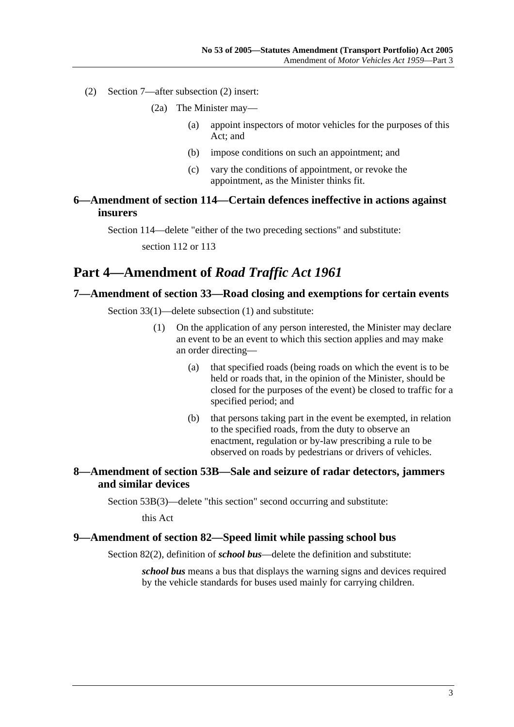(2) Section 7—after subsection (2) insert:

(2a) The Minister may—

(a) appoint inspectors of motor vehicles for the purposes of this Act; and

(b) impose conditions on such an appointment; and

(c) vary the conditions of appointment, or revoke the appointment, as the Minister thinks fit.

### 6—Amendment of section 114—Certain defences ineffective in actions against insurers

Section 114—delete "either of the two preceding sections" and substitute:

section 112 or 113

## Part 4—Amendment of *Road Traffic Act 1961*

### 7—Amendment of section 33—Road closing and exemptions for certain events

Section 33(1)—delete subsection (1) and substitute:

(1) On the application of any person interested, the Minister may declare an event to be an event to which this section applies and may make an order directing—

(a) that specified roads (being roads on which the event is to be held or roads that, in the opinion of the Minister, should be closed for the purposes of the event) be closed to traffic for a specified period; and

(b) that persons taking part in the event be exempted, in relation to the specified roads, from the duty to observe an enactment, regulation or by-law prescribing a rule to be observed on roads by pedestrians or drivers of vehicles.

### 8—Amendment of section 53B—Sale and seizure of radar detectors, jammers and similar devices

Section 53B(3)—delete "this section" second occurring and substitute:

this Act

### 9—Amendment of section 82—Speed limit while passing school bus

Section 82(2), definition of ***school bus***—delete the definition and substitute:

***school bus*** means a bus that displays the warning signs and devices required by the vehicle standards for buses used mainly for carrying children.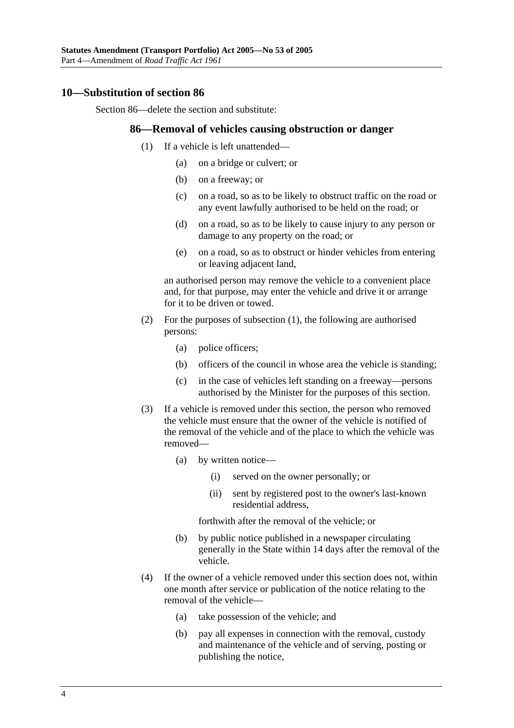## 10—Substitution of section 86

Section 86—delete the section and substitute:

### 86—Removal of vehicles causing obstruction or danger

(1) If a vehicle is left unattended—

(a) on a bridge or culvert; or

(b) on a freeway; or

(c) on a road, so as to be likely to obstruct traffic on the road or any event lawfully authorised to be held on the road; or

(d) on a road, so as to be likely to cause injury to any person or damage to any property on the road; or

(e) on a road, so as to obstruct or hinder vehicles from entering or leaving adjacent land,

an authorised person may remove the vehicle to a convenient place and, for that purpose, may enter the vehicle and drive it or arrange for it to be driven or towed.

(2) For the purposes of subsection (1), the following are authorised persons:

(a) police officers;

(b) officers of the council in whose area the vehicle is standing;

(c) in the case of vehicles left standing on a freeway—persons authorised by the Minister for the purposes of this section.

(3) If a vehicle is removed under this section, the person who removed the vehicle must ensure that the owner of the vehicle is notified of the removal of the vehicle and of the place to which the vehicle was removed—

(a) by written notice—

(i) served on the owner personally; or

(ii) sent by registered post to the owner's last-known residential address,

forthwith after the removal of the vehicle; or

(b) by public notice published in a newspaper circulating generally in the State within 14 days after the removal of the vehicle.

(4) If the owner of a vehicle removed under this section does not, within one month after service or publication of the notice relating to the removal of the vehicle—

(a) take possession of the vehicle; and

(b) pay all expenses in connection with the removal, custody and maintenance of the vehicle and of serving, posting or publishing the notice,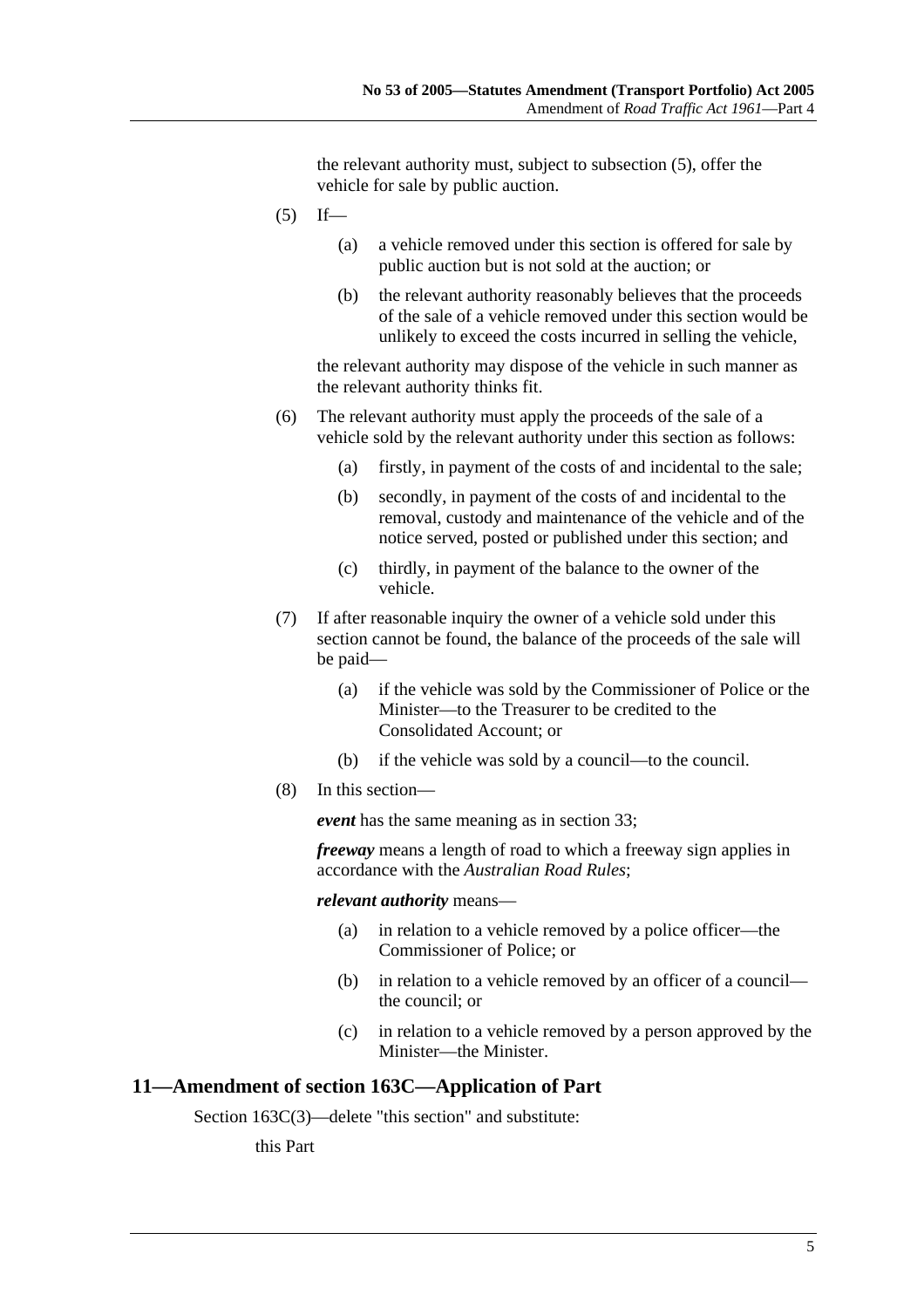the relevant authority must, subject to subsection (5), offer the vehicle for sale by public auction.

(5) If—

(a) a vehicle removed under this section is offered for sale by public auction but is not sold at the auction; or

(b) the relevant authority reasonably believes that the proceeds of the sale of a vehicle removed under this section would be unlikely to exceed the costs incurred in selling the vehicle,

the relevant authority may dispose of the vehicle in such manner as the relevant authority thinks fit.

(6) The relevant authority must apply the proceeds of the sale of a vehicle sold by the relevant authority under this section as follows:

(a) firstly, in payment of the costs of and incidental to the sale;

(b) secondly, in payment of the costs of and incidental to the removal, custody and maintenance of the vehicle and of the notice served, posted or published under this section; and

(c) thirdly, in payment of the balance to the owner of the vehicle.

(7) If after reasonable inquiry the owner of a vehicle sold under this section cannot be found, the balance of the proceeds of the sale will be paid—

(a) if the vehicle was sold by the Commissioner of Police or the Minister—to the Treasurer to be credited to the Consolidated Account; or

(b) if the vehicle was sold by a council—to the council.

(8) In this section—

***event*** has the same meaning as in section 33;

***freeway*** means a length of road to which a freeway sign applies in accordance with the *Australian Road Rules*;

***relevant authority*** means—

(a) in relation to a vehicle removed by a police officer—the Commissioner of Police; or

(b) in relation to a vehicle removed by an officer of a council—the council; or

(c) in relation to a vehicle removed by a person approved by the Minister—the Minister.

## 11—Amendment of section 163C—Application of Part

Section 163C(3)—delete "this section" and substitute:

this Part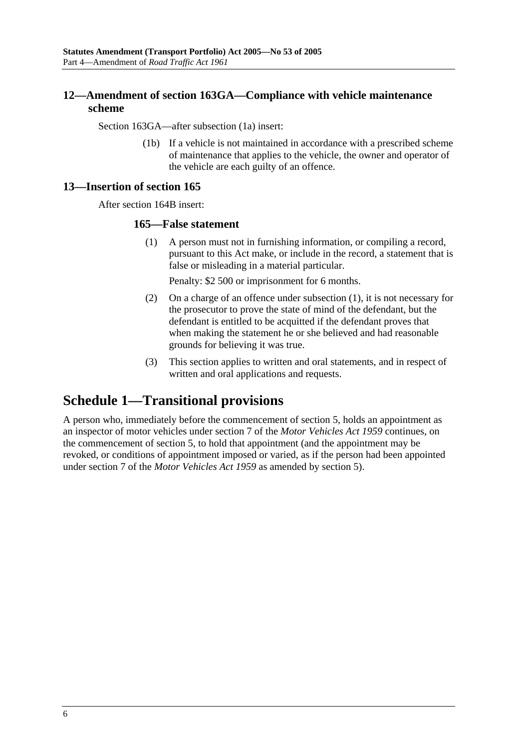### 12—Amendment of section 163GA—Compliance with vehicle maintenance scheme

Section 163GA—after subsection (1a) insert:

(1b) If a vehicle is not maintained in accordance with a prescribed scheme of maintenance that applies to the vehicle, the owner and operator of the vehicle are each guilty of an offence.

### 13—Insertion of section 165

After section 164B insert:

#### 165—False statement

(1) A person must not in furnishing information, or compiling a record, pursuant to this Act make, or include in the record, a statement that is false or misleading in a material particular.

Penalty: $2 500 or imprisonment for 6 months.

(2) On a charge of an offence under subsection (1), it is not necessary for the prosecutor to prove the state of mind of the defendant, but the defendant is entitled to be acquitted if the defendant proves that when making the statement he or she believed and had reasonable grounds for believing it was true.

(3) This section applies to written and oral statements, and in respect of written and oral applications and requests.

## Schedule 1—Transitional provisions

A person who, immediately before the commencement of section 5, holds an appointment as an inspector of motor vehicles under section 7 of the *Motor Vehicles Act 1959* continues, on the commencement of section 5, to hold that appointment (and the appointment may be revoked, or conditions of appointment imposed or varied, as if the person had been appointed under section 7 of the *Motor Vehicles Act 1959* as amended by section 5).